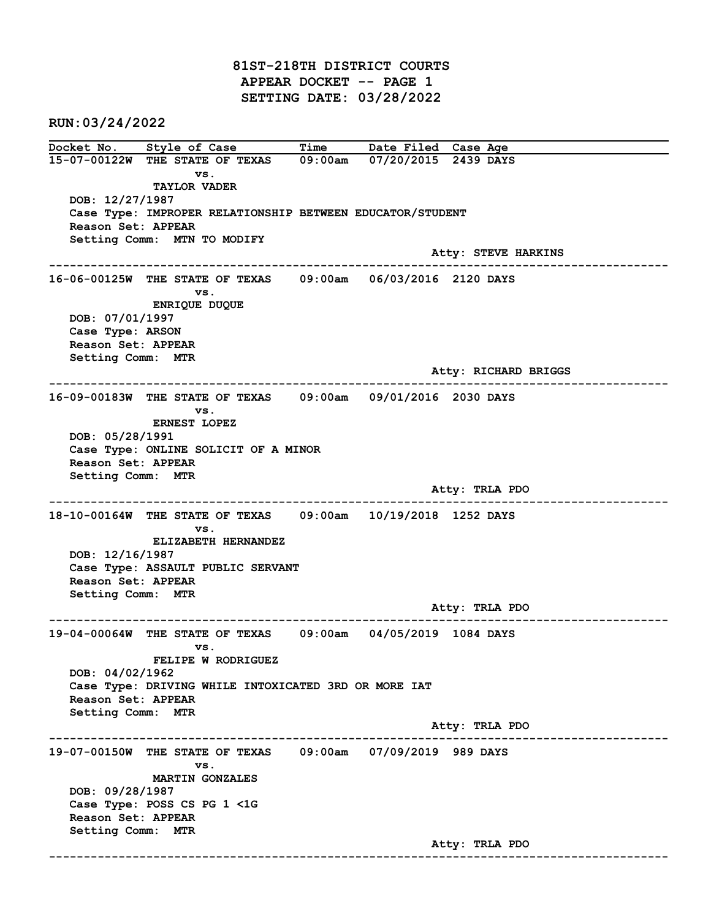# 81ST-218TH DISTRICT COURTS

## APPEAR DOCKET -- PAGE 1

## SETTING DATE: 03/28/2022

**RUN:03/24/2022**

| Docket No. | Style of Case | Time | Date Filed | Case Age |
|---|---|---|---|---|

---

**15-07-00122W** THE STATE OF TEXAS vs. TAYLOR VADER — 09:00am — 07/20/2015 — 2439 DAYS

DOB: 12/27/1987
Case Type: IMPROPER RELATIONSHIP BETWEEN EDUCATOR/STUDENT
Reason Set: APPEAR
Setting Comm: MTN TO MODIFY
Atty: STEVE HARKINS

---

**16-06-00125W** THE STATE OF TEXAS vs. ENRIQUE DUQUE — 09:00am — 06/03/2016 — 2120 DAYS

DOB: 07/01/1997
Case Type: ARSON
Reason Set: APPEAR
Setting Comm: MTR
Atty: RICHARD BRIGGS

---

**16-09-00183W** THE STATE OF TEXAS vs. ERNEST LOPEZ — 09:00am — 09/01/2016 — 2030 DAYS

DOB: 05/28/1991
Case Type: ONLINE SOLICIT OF A MINOR
Reason Set: APPEAR
Setting Comm: MTR
Atty: TRLA PDO

---

**18-10-00164W** THE STATE OF TEXAS vs. ELIZABETH HERNANDEZ — 09:00am — 10/19/2018 — 1252 DAYS

DOB: 12/16/1987
Case Type: ASSAULT PUBLIC SERVANT
Reason Set: APPEAR
Setting Comm: MTR
Atty: TRLA PDO

---

**19-04-00064W** THE STATE OF TEXAS vs. FELIPE W RODRIGUEZ — 09:00am — 04/05/2019 — 1084 DAYS

DOB: 04/02/1962
Case Type: DRIVING WHILE INTOXICATED 3RD OR MORE IAT
Reason Set: APPEAR
Setting Comm: MTR
Atty: TRLA PDO

---

**19-07-00150W** THE STATE OF TEXAS vs. MARTIN GONZALES — 09:00am — 07/09/2019 — 989 DAYS

DOB: 09/28/1987
Case Type: POSS CS PG 1 <1G
Reason Set: APPEAR
Setting Comm: MTR
Atty: TRLA PDO

---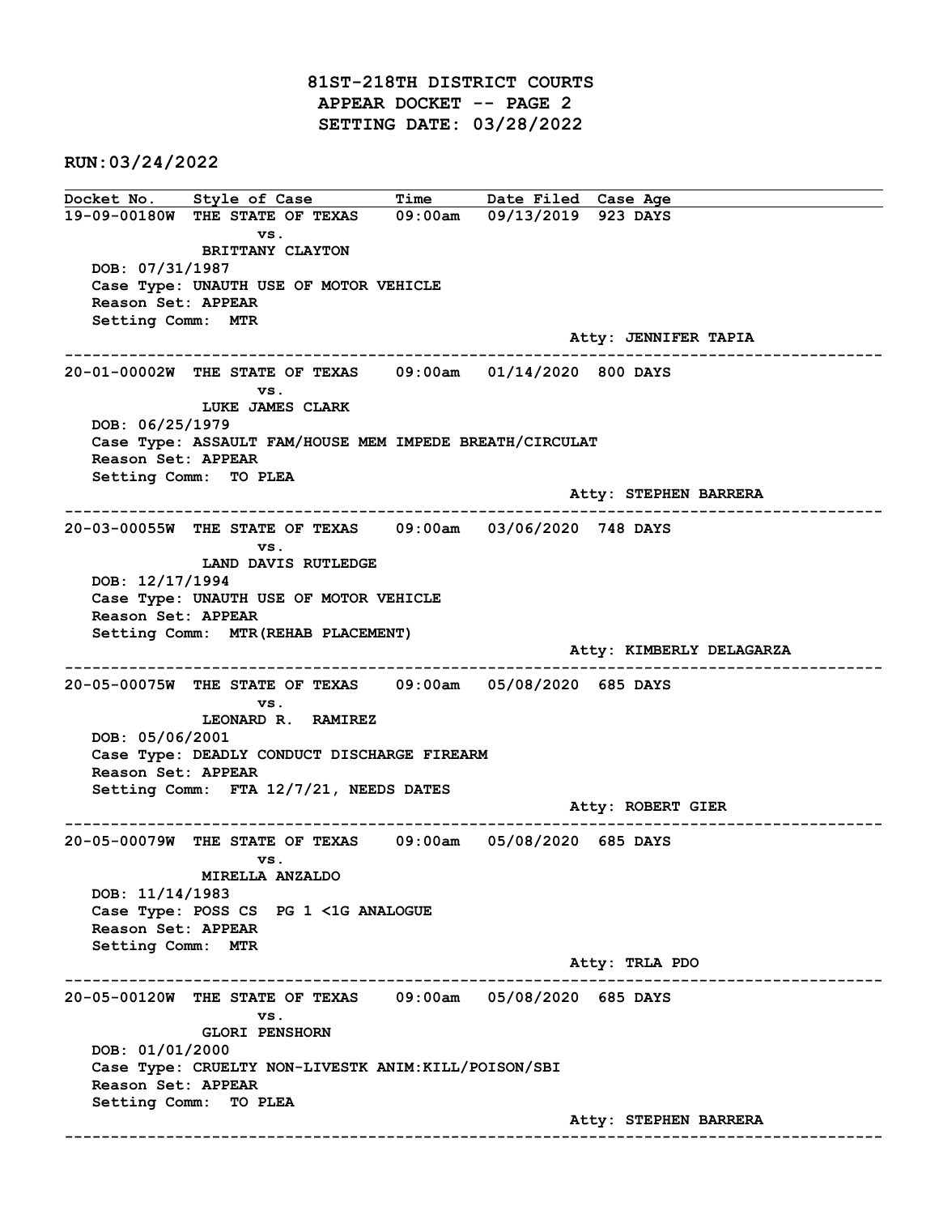# 81ST-218TH DISTRICT COURTS
## APPEAR DOCKET -- PAGE 2
## SETTING DATE: 03/28/2022

**RUN:03/24/2022**

| Docket No. | Style of Case | Time | Date Filed | Case Age |
|---|---|---|---|---|

**19-09-00180W** THE STATE OF TEXAS vs. BRITTANY CLAYTON — 09:00am — 09/13/2019 — 923 DAYS

DOB: 07/31/1987
Case Type: UNAUTH USE OF MOTOR VEHICLE
Reason Set: APPEAR
Setting Comm: MTR
Atty: JENNIFER TAPIA

---

**20-01-00002W** THE STATE OF TEXAS vs. LUKE JAMES CLARK — 09:00am — 01/14/2020 — 800 DAYS

DOB: 06/25/1979
Case Type: ASSAULT FAM/HOUSE MEM IMPEDE BREATH/CIRCULAT
Reason Set: APPEAR
Setting Comm: TO PLEA
Atty: STEPHEN BARRERA

---

**20-03-00055W** THE STATE OF TEXAS vs. LAND DAVIS RUTLEDGE — 09:00am — 03/06/2020 — 748 DAYS

DOB: 12/17/1994
Case Type: UNAUTH USE OF MOTOR VEHICLE
Reason Set: APPEAR
Setting Comm: MTR(REHAB PLACEMENT)
Atty: KIMBERLY DELAGARZA

---

**20-05-00075W** THE STATE OF TEXAS vs. LEONARD R. RAMIREZ — 09:00am — 05/08/2020 — 685 DAYS

DOB: 05/06/2001
Case Type: DEADLY CONDUCT DISCHARGE FIREARM
Reason Set: APPEAR
Setting Comm: FTA 12/7/21, NEEDS DATES
Atty: ROBERT GIER

---

**20-05-00079W** THE STATE OF TEXAS vs. MIRELLA ANZALDO — 09:00am — 05/08/2020 — 685 DAYS

DOB: 11/14/1983
Case Type: POSS CS PG 1 <1G ANALOGUE
Reason Set: APPEAR
Setting Comm: MTR
Atty: TRLA PDO

---

**20-05-00120W** THE STATE OF TEXAS vs. GLORI PENSHORN — 09:00am — 05/08/2020 — 685 DAYS

DOB: 01/01/2000
Case Type: CRUELTY NON-LIVESTK ANIM:KILL/POISON/SBI
Reason Set: APPEAR
Setting Comm: TO PLEA
Atty: STEPHEN BARRERA

---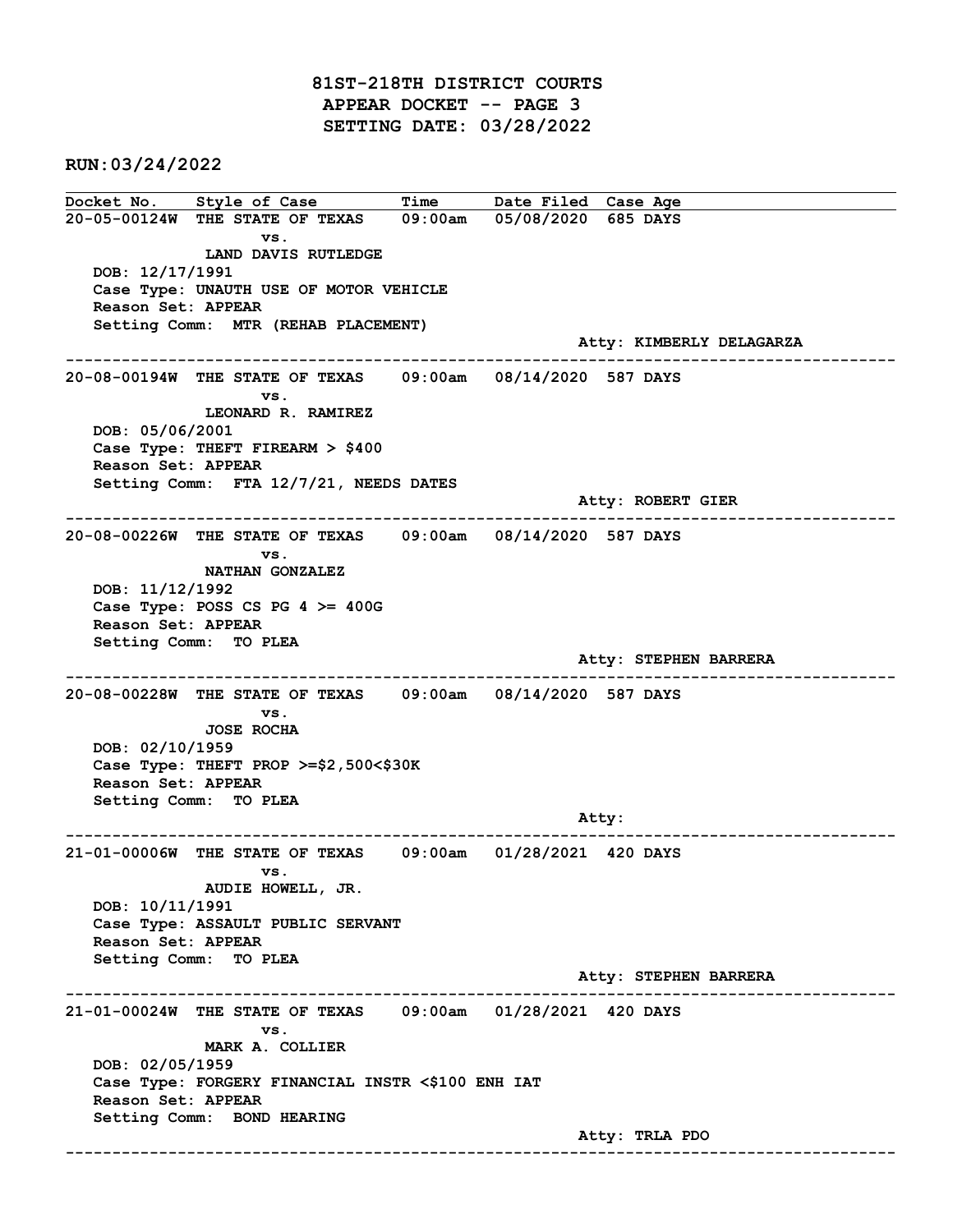# 81ST-218TH DISTRICT COURTS
## APPEAR DOCKET -- PAGE 3
## SETTING DATE: 03/28/2022

**RUN:03/24/2022**

| Docket No. | Style of Case | Time | Date Filed | Case Age |
|---|---|---|---|---|

---

**20-05-00124W** THE STATE OF TEXAS 09:00am 05/08/2020 685 DAYS
vs.
LAND DAVIS RUTLEDGE

DOB: 12/17/1991
Case Type: UNAUTH USE OF MOTOR VEHICLE
Reason Set: APPEAR
Setting Comm: MTR (REHAB PLACEMENT)
Atty: KIMBERLY DELAGARZA

---

**20-08-00194W** THE STATE OF TEXAS 09:00am 08/14/2020 587 DAYS
vs.
LEONARD R. RAMIREZ

DOB: 05/06/2001
Case Type: THEFT FIREARM > $400
Reason Set: APPEAR
Setting Comm: FTA 12/7/21, NEEDS DATES
Atty: ROBERT GIER

---

**20-08-00226W** THE STATE OF TEXAS 09:00am 08/14/2020 587 DAYS
vs.
NATHAN GONZALEZ

DOB: 11/12/1992
Case Type: POSS CS PG 4 >= 400G
Reason Set: APPEAR
Setting Comm: TO PLEA
Atty: STEPHEN BARRERA

---

**20-08-00228W** THE STATE OF TEXAS 09:00am 08/14/2020 587 DAYS
vs.
JOSE ROCHA

DOB: 02/10/1959
Case Type: THEFT PROP >=$2,500<$30K
Reason Set: APPEAR
Setting Comm: TO PLEA
Atty:

---

**21-01-00006W** THE STATE OF TEXAS 09:00am 01/28/2021 420 DAYS
vs.
AUDIE HOWELL, JR.

DOB: 10/11/1991
Case Type: ASSAULT PUBLIC SERVANT
Reason Set: APPEAR
Setting Comm: TO PLEA
Atty: STEPHEN BARRERA

---

**21-01-00024W** THE STATE OF TEXAS 09:00am 01/28/2021 420 DAYS
vs.
MARK A. COLLIER

DOB: 02/05/1959
Case Type: FORGERY FINANCIAL INSTR <$100 ENH IAT
Reason Set: APPEAR
Setting Comm: BOND HEARING
Atty: TRLA PDO

---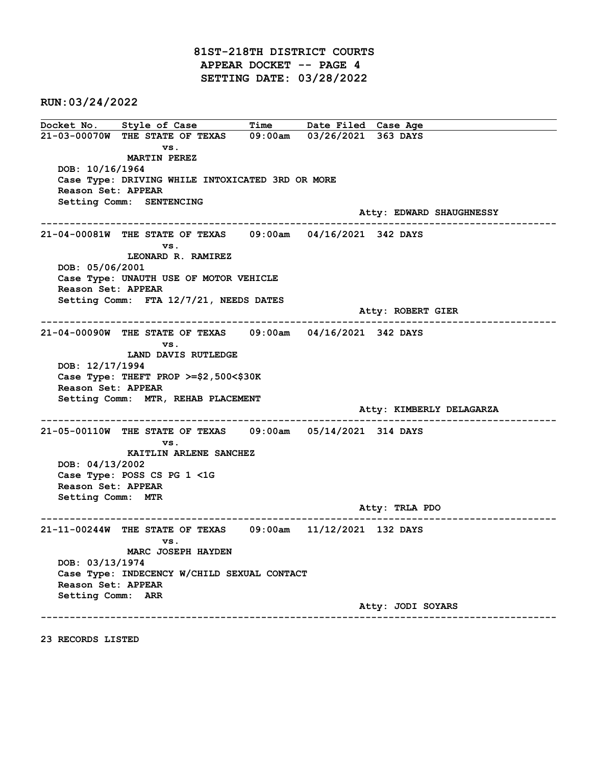# 81ST-218TH DISTRICT COURTS
## APPEAR DOCKET -- PAGE 4
## SETTING DATE: 03/28/2022

**RUN:03/24/2022**

| Docket No. | Style of Case | Time | Date Filed | Case Age |
|---|---|---|---|---|
| 21-03-00070W | THE STATE OF TEXAS vs. MARTIN PEREZ | 09:00am | 03/26/2021 | 363 DAYS |

DOB: 10/16/1964
Case Type: DRIVING WHILE INTOXICATED 3RD OR MORE
Reason Set: APPEAR
Setting Comm: SENTENCING
Atty: EDWARD SHAUGHNESSY

---

| Docket No. | Style of Case | Time | Date Filed | Case Age |
|---|---|---|---|---|
| 21-04-00081W | THE STATE OF TEXAS vs. LEONARD R. RAMIREZ | 09:00am | 04/16/2021 | 342 DAYS |

DOB: 05/06/2001
Case Type: UNAUTH USE OF MOTOR VEHICLE
Reason Set: APPEAR
Setting Comm: FTA 12/7/21, NEEDS DATES
Atty: ROBERT GIER

---

| Docket No. | Style of Case | Time | Date Filed | Case Age |
|---|---|---|---|---|
| 21-04-00090W | THE STATE OF TEXAS vs. LAND DAVIS RUTLEDGE | 09:00am | 04/16/2021 | 342 DAYS |

DOB: 12/17/1994
Case Type: THEFT PROP >=$2,500<$30K
Reason Set: APPEAR
Setting Comm: MTR, REHAB PLACEMENT
Atty: KIMBERLY DELAGARZA

---

| Docket No. | Style of Case | Time | Date Filed | Case Age |
|---|---|---|---|---|
| 21-05-00110W | THE STATE OF TEXAS vs. KAITLIN ARLENE SANCHEZ | 09:00am | 05/14/2021 | 314 DAYS |

DOB: 04/13/2002
Case Type: POSS CS PG 1 <1G
Reason Set: APPEAR
Setting Comm: MTR
Atty: TRLA PDO

---

| Docket No. | Style of Case | Time | Date Filed | Case Age |
|---|---|---|---|---|
| 21-11-00244W | THE STATE OF TEXAS vs. MARC JOSEPH HAYDEN | 09:00am | 11/12/2021 | 132 DAYS |

DOB: 03/13/1974
Case Type: INDECENCY W/CHILD SEXUAL CONTACT
Reason Set: APPEAR
Setting Comm: ARR
Atty: JODI SOYARS

---

23 RECORDS LISTED